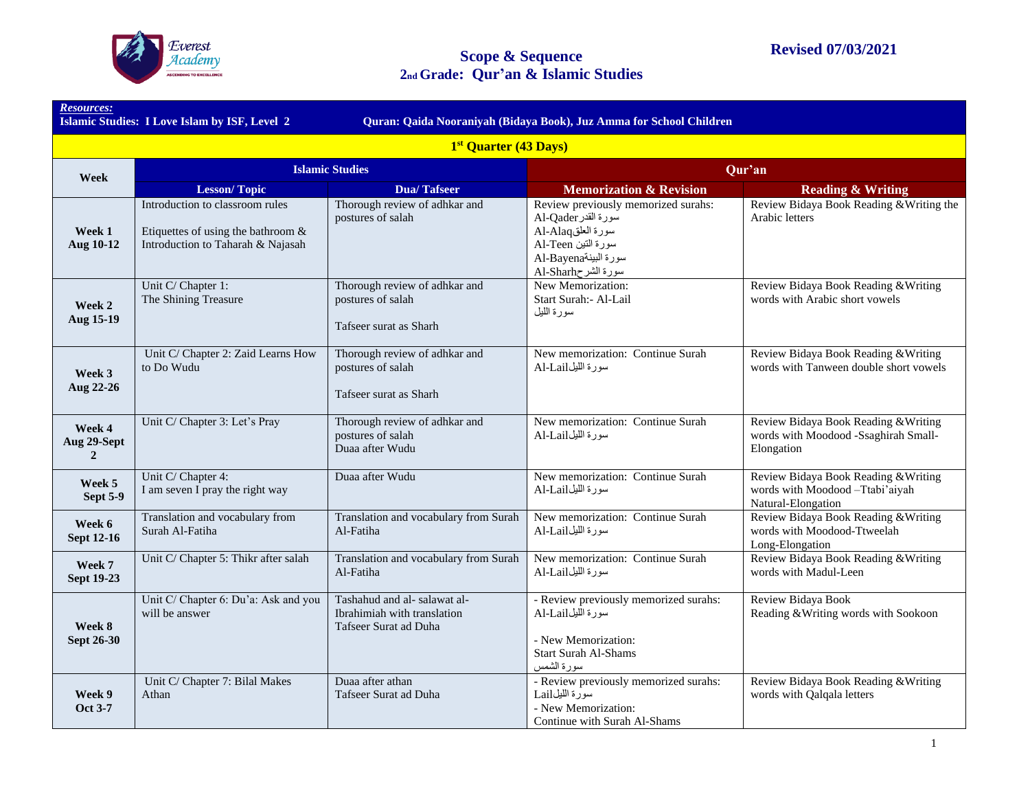Everest Academy
ASCENDING TO EXCELLENCE

# Scope & Sequence
## 2nd Grade: Qur'an & Islamic Studies

**Revised 07/03/2021**

| ***Resources:*** **Islamic Studies: I Love Islam by ISF, Level 2** | | | **Quran: Qaida Nooraniyah (Bidaya Book), Juz Amma for School Children** | |
|---|---|---|---|---|
| **1st Quarter (43 Days)** | | | | |
| **Week** | **Islamic Studies** | | **Qur'an** | |
| | **Lesson/ Topic** | **Dua/ Tafseer** | **Memorization & Revision** | **Reading & Writing** |
| **Week 1 Aug 10-12** | Introduction to classroom rules<br><br>Etiquettes of using the bathroom & Introduction to Taharah & Najasah | Thorough review of adhkar and postures of salah | Review previously memorized surahs:<br>Al-Qader سورة القدر<br>Al-Alaq سورة العلق<br>Al-Teen سورة التين<br>Al-Bayena سورة البينة<br>Al-Sharh سورة الشرح | Review Bidaya Book Reading &Writing the Arabic letters |
| **Week 2 Aug 15-19** | Unit C/ Chapter 1:<br>The Shining Treasure | Thorough review of adhkar and postures of salah<br><br>Tafseer surat as Sharh | New Memorization:<br>Start Surah:- Al-Lail<br>سورة الليل | Review Bidaya Book Reading &Writing words with Arabic short vowels |
| **Week 3 Aug 22-26** | Unit C/ Chapter 2: Zaid Learns How to Do Wudu | Thorough review of adhkar and postures of salah<br><br>Tafseer surat as Sharh | New memorization: Continue Surah Al-Lail سورة الليل | Review Bidaya Book Reading &Writing words with Tanween double short vowels |
| **Week 4 Aug 29-Sept 2** | Unit C/ Chapter 3: Let's Pray | Thorough review of adhkar and postures of salah<br>Duaa after Wudu | New memorization: Continue Surah Al-Lail سورة الليل | Review Bidaya Book Reading &Writing words with Moodood -Ssaghirah Small-Elongation |
| **Week 5 Sept 5-9** | Unit C/ Chapter 4:<br>I am seven I pray the right way | Duaa after Wudu | New memorization: Continue Surah Al-Lail سورة الليل | Review Bidaya Book Reading &Writing words with Moodood –Ttabi'aiyah Natural-Elongation |
| **Week 6 Sept 12-16** | Translation and vocabulary from Surah Al-Fatiha | Translation and vocabulary from Surah Al-Fatiha | New memorization: Continue Surah Al-Lail سورة الليل | Review Bidaya Book Reading &Writing words with Moodood-Ttweelah Long-Elongation |
| **Week 7 Sept 19-23** | Unit C/ Chapter 5: Thikr after salah | Translation and vocabulary from Surah Al-Fatiha | New memorization: Continue Surah Al-Lail سورة الليل | Review Bidaya Book Reading &Writing words with Madul-Leen |
| **Week 8 Sept 26-30** | Unit C/ Chapter 6: Du'a: Ask and you will be answer | Tashahud and al- salawat al-Ibrahimiah with translation<br>Tafseer Surat ad Duha | - Review previously memorized surahs:<br>Al-Lail سورة الليل<br><br>- New Memorization:<br>Start Surah Al-Shams<br>سورة الشمس | Review Bidaya Book<br>Reading &Writing words with Sookoon |
| **Week 9 Oct 3-7** | Unit C/ Chapter 7: Bilal Makes Athan | Duaa after athan<br>Tafseer Surat ad Duha | - Review previously memorized surahs:<br>Lail سورة الليل<br>- New Memorization:<br>Continue with Surah Al-Shams | Review Bidaya Book Reading &Writing words with Qalqala letters |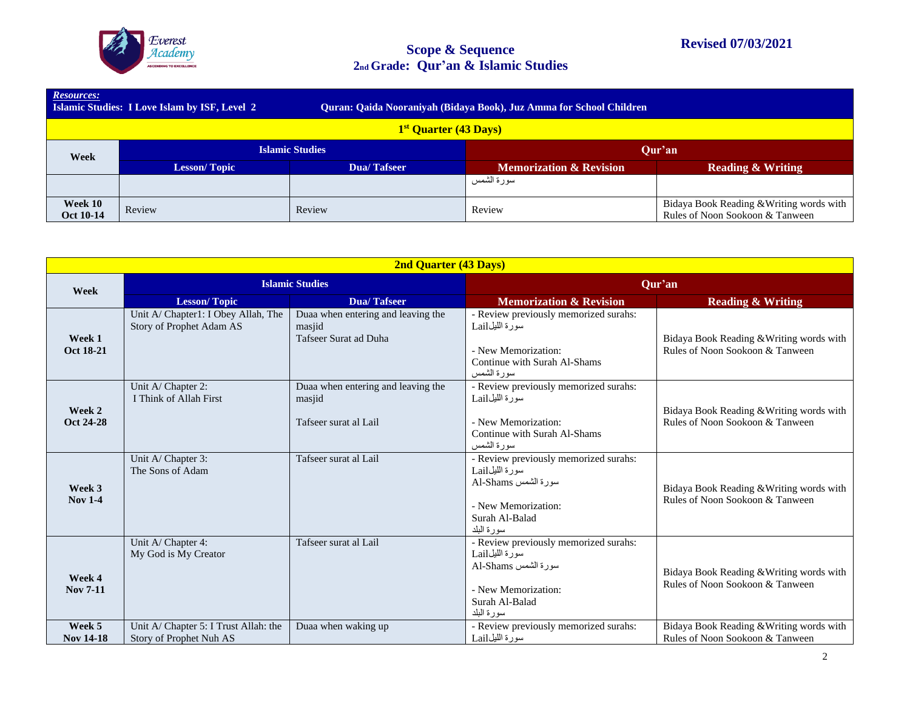# Scope & Sequence
## 2nd Grade: Qur'an & Islamic Studies

**Revised 07/03/2021**

| ***Resources:*** **Islamic Studies: I Love Islam by ISF, Level 2** | | **Quran: Qaida Nooraniyah (Bidaya Book), Juz Amma for School Children** | | |
|---|---|---|---|---|
| **1st Quarter (43 Days)** | | | | |
| **Week** | **Islamic Studies** | | **Qur'an** | |
| | **Lesson/ Topic** | **Dua/ Tafseer** | **Memorization & Revision** | **Reading & Writing** |
| | | | سورة الشمس | |
| **Week 10 Oct 10-14** | Review | Review | Review | Bidaya Book Reading &Writing words with Rules of Noon Sookoon & Tanween |

| **2nd Quarter (43 Days)** | | | | |
|---|---|---|---|---|
| **Week** | **Islamic Studies** | | **Qur'an** | |
| | **Lesson/ Topic** | **Dua/ Tafseer** | **Memorization & Revision** | **Reading & Writing** |
| **Week 1 Oct 18-21** | Unit A/ Chapter1: I Obey Allah, The Story of Prophet Adam AS | Duaa when entering and leaving the masjid<br>Tafseer Surat ad Duha | - Review previously memorized surahs: سورة الليل Lail<br><br>- New Memorization: Continue with Surah Al-Shams سورة الشمس | Bidaya Book Reading &Writing words with Rules of Noon Sookoon & Tanween |
| **Week 2 Oct 24-28** | Unit A/ Chapter 2: I Think of Allah First | Duaa when entering and leaving the masjid<br><br>Tafseer surat al Lail | - Review previously memorized surahs: سورة الليل Lail<br><br>- New Memorization: Continue with Surah Al-Shams سورة الشمس | Bidaya Book Reading &Writing words with Rules of Noon Sookoon & Tanween |
| **Week 3 Nov 1-4** | Unit A/ Chapter 3: The Sons of Adam | Tafseer surat al Lail | - Review previously memorized surahs: سورة الليل Lail<br>سورة الشمس Al-Shams<br><br>- New Memorization: Surah Al-Balad سورة البلد | Bidaya Book Reading &Writing words with Rules of Noon Sookoon & Tanween |
| **Week 4 Nov 7-11** | Unit A/ Chapter 4: My God is My Creator | Tafseer surat al Lail | - Review previously memorized surahs: سورة الليل Lail<br>سورة الشمس Al-Shams<br><br>- New Memorization: Surah Al-Balad سورة البلد | Bidaya Book Reading &Writing words with Rules of Noon Sookoon & Tanween |
| **Week 5 Nov 14-18** | Unit A/ Chapter 5: I Trust Allah: the Story of Prophet Nuh AS | Duaa when waking up | - Review previously memorized surahs: سورة الليل Lail | Bidaya Book Reading &Writing words with Rules of Noon Sookoon & Tanween |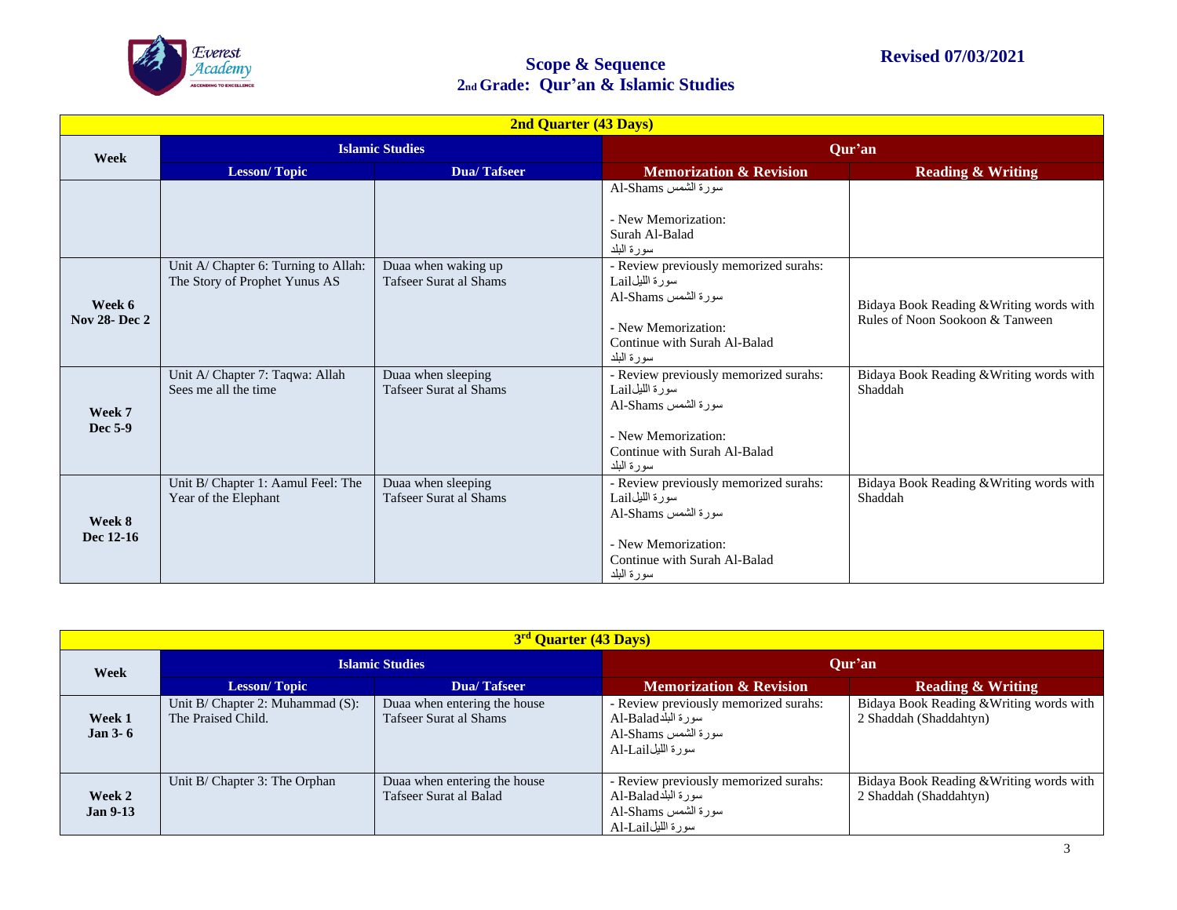**Revised 07/03/2021**

## Scope & Sequence
## 2nd Grade: Qur'an & Islamic Studies

| 2nd Quarter (43 Days) | | | | |
|---|---|---|---|---|
| Week | Islamic Studies | | Qur'an | |
| | Lesson/ Topic | Dua/ Tafseer | Memorization & Revision | Reading & Writing |
| | | | Al-Shams سورة الشمس<br><br>- New Memorization:<br>Surah Al-Balad<br>سورة البلد | |
| **Week 6<br>Nov 28- Dec 2** | Unit A/ Chapter 6: Turning to Allah: The Story of Prophet Yunus AS | Duaa when waking up<br>Tafseer Surat al Shams | - Review previously memorized surahs:<br>Lail سورة الليل<br>Al-Shams سورة الشمس<br><br>- New Memorization:<br>Continue with Surah Al-Balad<br>سورة البلد | Bidaya Book Reading &Writing words with Rules of Noon Sookoon & Tanween |
| **Week 7<br>Dec 5-9** | Unit A/ Chapter 7: Taqwa: Allah Sees me all the time | Duaa when sleeping<br>Tafseer Surat al Shams | - Review previously memorized surahs:<br>Lail سورة الليل<br>Al-Shams سورة الشمس<br><br>- New Memorization:<br>Continue with Surah Al-Balad<br>سورة البلد | Bidaya Book Reading &Writing words with Shaddah |
| **Week 8<br>Dec 12-16** | Unit B/ Chapter 1: Aamul Feel: The Year of the Elephant | Duaa when sleeping<br>Tafseer Surat al Shams | - Review previously memorized surahs:<br>Lail سورة الليل<br>Al-Shams سورة الشمس<br><br>- New Memorization:<br>Continue with Surah Al-Balad<br>سورة البلد | Bidaya Book Reading &Writing words with Shaddah |

| 3rd Quarter (43 Days) | | | | |
|---|---|---|---|---|
| Week | Islamic Studies | | Qur'an | |
| | Lesson/ Topic | Dua/ Tafseer | Memorization & Revision | Reading & Writing |
| **Week 1<br>Jan 3- 6** | Unit B/ Chapter 2: Muhammad (S): The Praised Child. | Duaa when entering the house<br>Tafseer Surat al Shams | - Review previously memorized surahs:<br>Al-Balad سورة البلد<br>Al-Shams سورة الشمس<br>Al-Lail سورة الليل | Bidaya Book Reading &Writing words with 2 Shaddah (Shaddahtyn) |
| **Week 2<br>Jan 9-13** | Unit B/ Chapter 3: The Orphan | Duaa when entering the house<br>Tafseer Surat al Balad | - Review previously memorized surahs:<br>Al-Balad سورة البلد<br>Al-Shams سورة الشمس<br>Al-Lail سورة الليل | Bidaya Book Reading &Writing words with 2 Shaddah (Shaddahtyn) |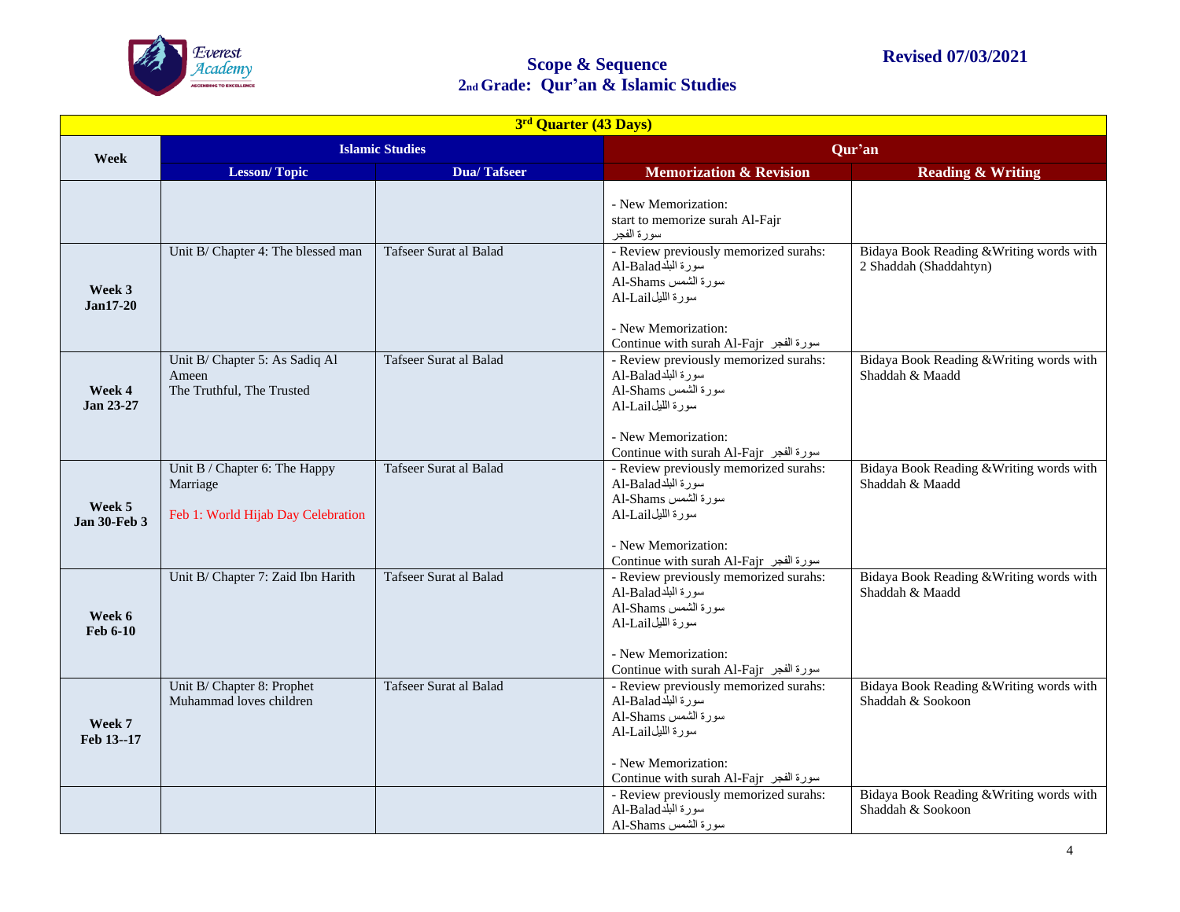Revised 07/03/2021

# Scope & Sequence
## 2nd Grade: Qur'an & Islamic Studies

| 3rd Quarter (43 Days) | | | | |
|---|---|---|---|---|
| Week | Islamic Studies | | Qur'an | |
| | Lesson/ Topic | Dua/ Tafseer | Memorization & Revision | Reading & Writing |
| | | | - New Memorization:<br>start to memorize surah Al-Fajr<br>سورة الفجر | |
| Week 3<br>Jan17-20 | Unit B/ Chapter 4: The blessed man | Tafseer Surat al Balad | - Review previously memorized surahs:<br>Al-Baladسورة البلد<br>Al-Shams سورة الشمس<br>Al-Lailسورة الليل<br><br>- New Memorization:<br>Continue with surah Al-Fajr سورة الفجر | Bidaya Book Reading &Writing words with 2 Shaddah (Shaddahtyn) |
| Week 4<br>Jan 23-27 | Unit B/ Chapter 5: As Sadiq Al Ameen<br>The Truthful, The Trusted | Tafseer Surat al Balad | - Review previously memorized surahs:<br>Al-Baladسورة البلد<br>Al-Shams سورة الشمس<br>Al-Lailسورة الليل<br><br>- New Memorization:<br>Continue with surah Al-Fajr سورة الفجر | Bidaya Book Reading &Writing words with Shaddah & Maadd |
| Week 5<br>Jan 30-Feb 3 | Unit B / Chapter 6: The Happy Marriage<br><br>Feb 1: World Hijab Day Celebration | Tafseer Surat al Balad | - Review previously memorized surahs:<br>Al-Baladسورة البلد<br>Al-Shams سورة الشمس<br>Al-Lailسورة الليل<br><br>- New Memorization:<br>Continue with surah Al-Fajr سورة الفجر | Bidaya Book Reading &Writing words with Shaddah & Maadd |
| Week 6<br>Feb 6-10 | Unit B/ Chapter 7: Zaid Ibn Harith | Tafseer Surat al Balad | - Review previously memorized surahs:<br>Al-Baladسورة البلد<br>Al-Shams سورة الشمس<br>Al-Lailسورة الليل<br><br>- New Memorization:<br>Continue with surah Al-Fajr سورة الفجر | Bidaya Book Reading &Writing words with Shaddah & Maadd |
| Week 7<br>Feb 13--17 | Unit B/ Chapter 8: Prophet Muhammad loves children | Tafseer Surat al Balad | - Review previously memorized surahs:<br>Al-Baladسورة البلد<br>Al-Shams سورة الشمس<br>Al-Lailسورة الليل<br><br>- New Memorization:<br>Continue with surah Al-Fajr سورة الفجر | Bidaya Book Reading &Writing words with Shaddah & Sookoon |
| | | | - Review previously memorized surahs:<br>Al-Baladسورة البلد<br>Al-Shams سورة الشمس | Bidaya Book Reading &Writing words with Shaddah & Sookoon |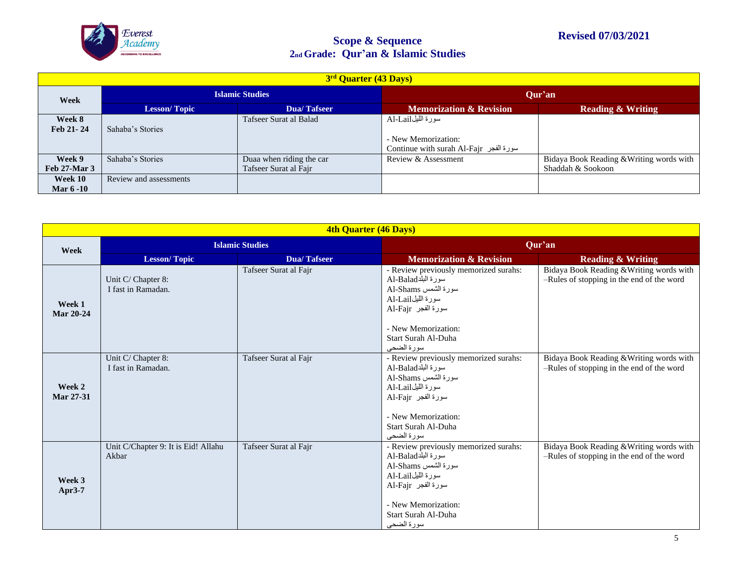# Scope & Sequence
## 2nd Grade: Qur'an & Islamic Studies

**Revised 07/03/2021**

| 3rd Quarter (43 Days) | | | | |
|---|---|---|---|---|
| **Week** | **Islamic Studies** | | **Qur'an** | |
| | **Lesson/ Topic** | **Dua/ Tafseer** | **Memorization & Revision** | **Reading & Writing** |
| **Week 8 Feb 21- 24** | Sahaba's Stories | Tafseer Surat al Balad | Al-Lail سورة الليل<br><br>- New Memorization:<br>Continue with surah Al-Fajr سورة الفجر | |
| **Week 9 Feb 27-Mar 3** | Sahaba's Stories | Duaa when riding the car<br>Tafseer Surat al Fajr | Review & Assessment | Bidaya Book Reading &Writing words with Shaddah & Sookoon |
| **Week 10 Mar 6 -10** | Review and assessments | | | |

| 4th Quarter (46 Days) | | | | |
|---|---|---|---|---|
| **Week** | **Islamic Studies** | | **Qur'an** | |
| | **Lesson/ Topic** | **Dua/ Tafseer** | **Memorization & Revision** | **Reading & Writing** |
| **Week 1 Mar 20-24** | Unit C/ Chapter 8:<br>I fast in Ramadan. | Tafseer Surat al Fajr | - Review previously memorized surahs:<br>Al-Balad سورة البلد<br>Al-Shams سورة الشمس<br>Al-Lail سورة الليل<br>Al-Fajr سورة الفجر<br><br>- New Memorization:<br>Start Surah Al-Duha<br>سورة الضحى | Bidaya Book Reading &Writing words with –Rules of stopping in the end of the word |
| **Week 2 Mar 27-31** | Unit C/ Chapter 8:<br>I fast in Ramadan. | Tafseer Surat al Fajr | - Review previously memorized surahs:<br>Al-Balad سورة البلد<br>Al-Shams سورة الشمس<br>Al-Lail سورة الليل<br>Al-Fajr سورة الفجر<br><br>- New Memorization:<br>Start Surah Al-Duha<br>سورة الضحى | Bidaya Book Reading &Writing words with –Rules of stopping in the end of the word |
| **Week 3 Apr3-7** | Unit C/Chapter 9: It is Eid! Allahu Akbar | Tafseer Surat al Fajr | - Review previously memorized surahs:<br>Al-Balad سورة البلد<br>Al-Shams سورة الشمس<br>Al-Lail سورة الليل<br>Al-Fajr سورة الفجر<br><br>- New Memorization:<br>Start Surah Al-Duha<br>سورة الضحى | Bidaya Book Reading &Writing words with –Rules of stopping in the end of the word |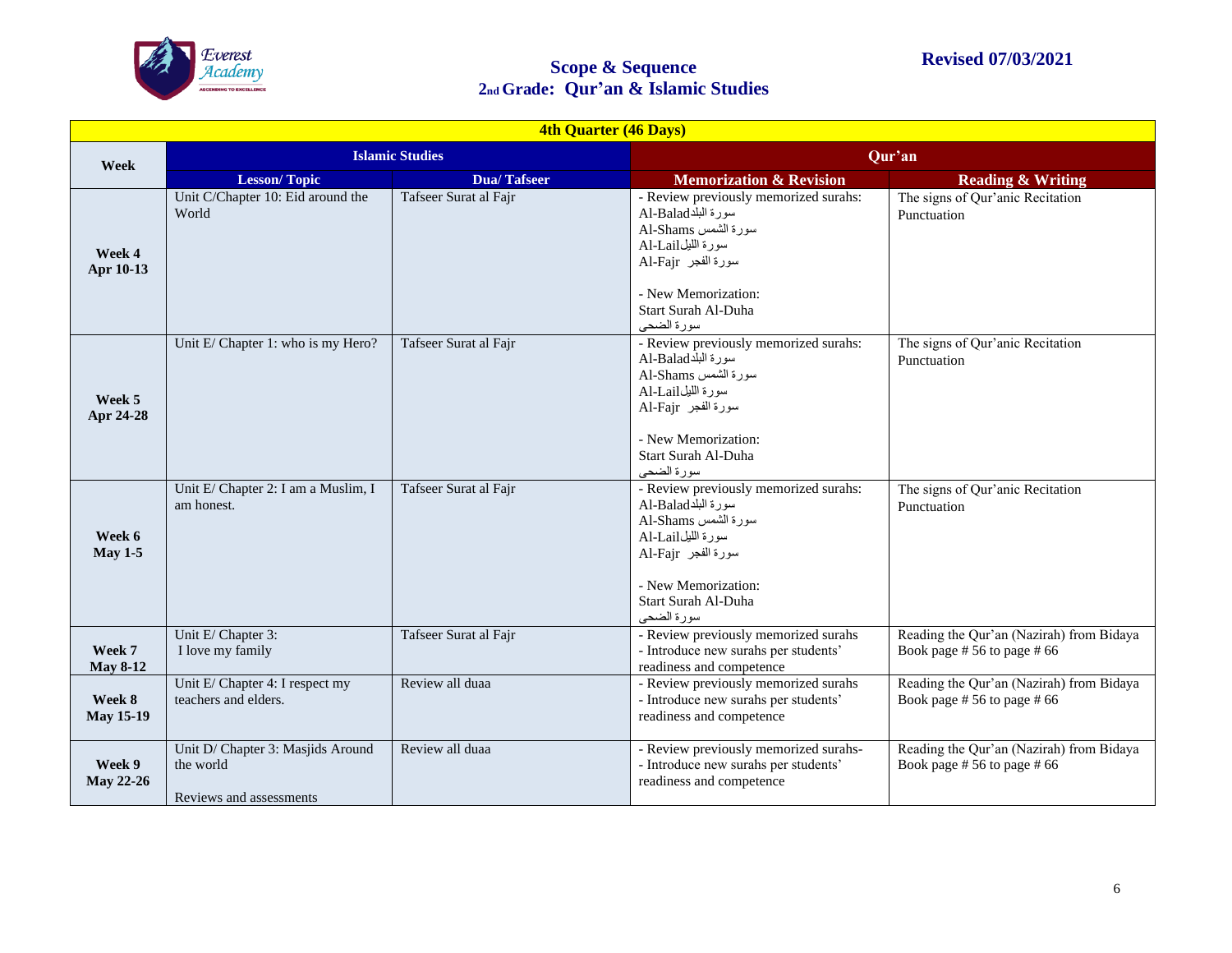Everest Academy
ASCENDING TO EXCELLENCE

**Revised 07/03/2021**

# Scope & Sequence
## 2nd Grade: Qur'an & Islamic Studies

| 4th Quarter (46 Days) | | | | |
|---|---|---|---|---|
| Week | Islamic Studies | | Qur'an | |
| | Lesson/ Topic | Dua/ Tafseer | Memorization & Revision | Reading & Writing |
| **Week 4 Apr 10-13** | Unit C/Chapter 10: Eid around the World | Tafseer Surat al Fajr | - Review previously memorized surahs: Al-Baladسورة البلد Al-Shams سورة الشمس Al-Lailسورة الليل Al-Fajr سورة الفجر<br><br>- New Memorization: Start Surah Al-Duha سورة الضحى | The signs of Qur'anic Recitation Punctuation |
| **Week 5 Apr 24-28** | Unit E/ Chapter 1: who is my Hero? | Tafseer Surat al Fajr | - Review previously memorized surahs: Al-Baladسورة البلد Al-Shams سورة الشمس Al-Lailسورة الليل Al-Fajr سورة الفجر<br><br>- New Memorization: Start Surah Al-Duha سورة الضحى | The signs of Qur'anic Recitation Punctuation |
| **Week 6 May 1-5** | Unit E/ Chapter 2: I am a Muslim, I am honest. | Tafseer Surat al Fajr | - Review previously memorized surahs: Al-Baladسورة البلد Al-Shams سورة الشمس Al-Lailسورة الليل Al-Fajr سورة الفجر<br><br>- New Memorization: Start Surah Al-Duha سورة الضحى | The signs of Qur'anic Recitation Punctuation |
| **Week 7 May 8-12** | Unit E/ Chapter 3: I love my family | Tafseer Surat al Fajr | - Review previously memorized surahs<br>- Introduce new surahs per students' readiness and competence | Reading the Qur'an (Nazirah) from Bidaya Book page # 56 to page # 66 |
| **Week 8 May 15-19** | Unit E/ Chapter 4: I respect my teachers and elders. | Review all duaa | - Review previously memorized surahs<br>- Introduce new surahs per students' readiness and competence | Reading the Qur'an (Nazirah) from Bidaya Book page # 56 to page # 66 |
| **Week 9 May 22-26** | Unit D/ Chapter 3: Masjids Around the world<br><br>Reviews and assessments | Review all duaa | - Review previously memorized surahs-<br>- Introduce new surahs per students' readiness and competence | Reading the Qur'an (Nazirah) from Bidaya Book page # 56 to page # 66 |